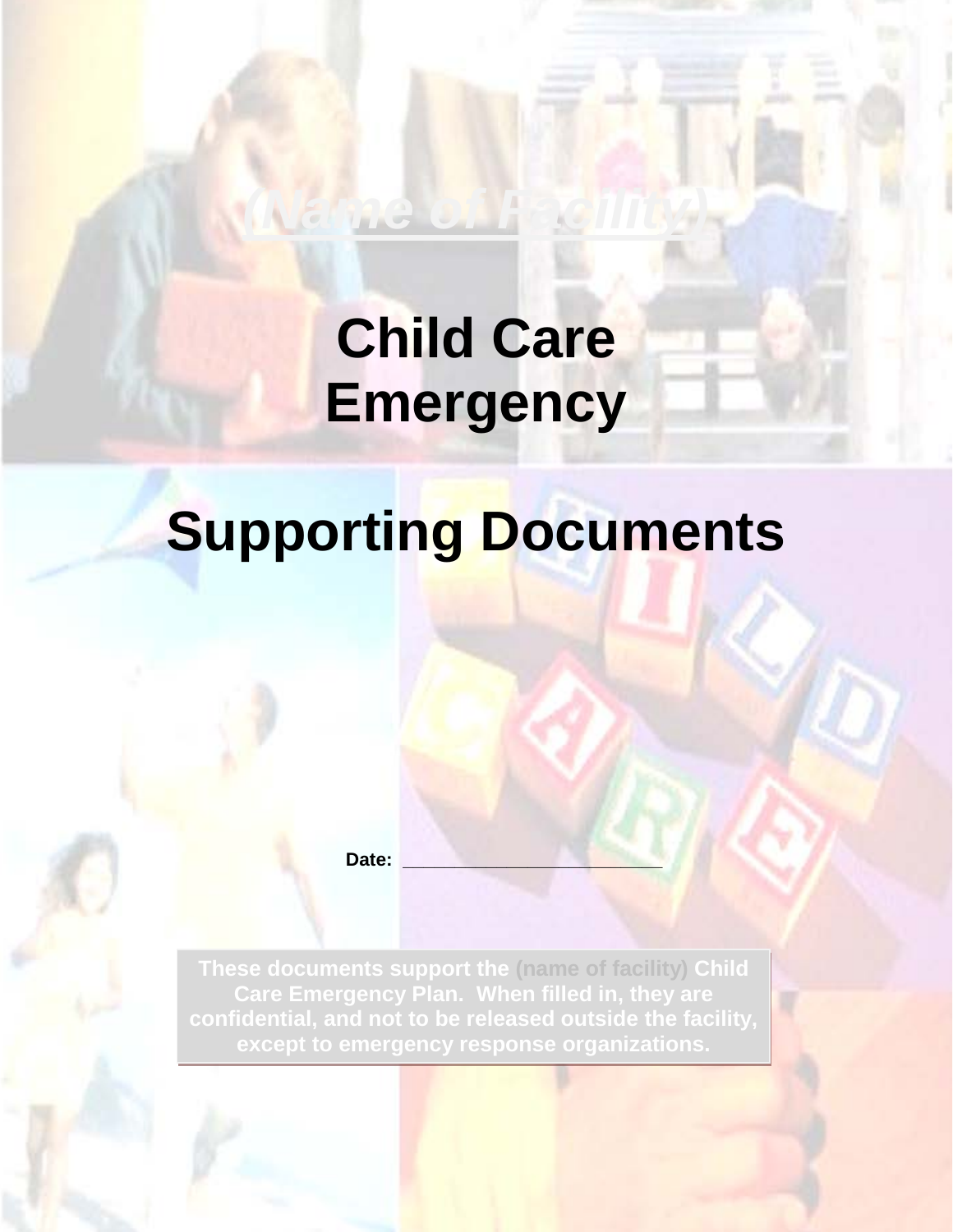# *(Name of Facility)*

# Child Care Emergency

# Supporting Documents

**Date:** ______________________

**These documents support the (name of facility) Child Care Emergency Plan. When filled in, they are confidential, and not to be released outside the facility, except to emergency response organizations.**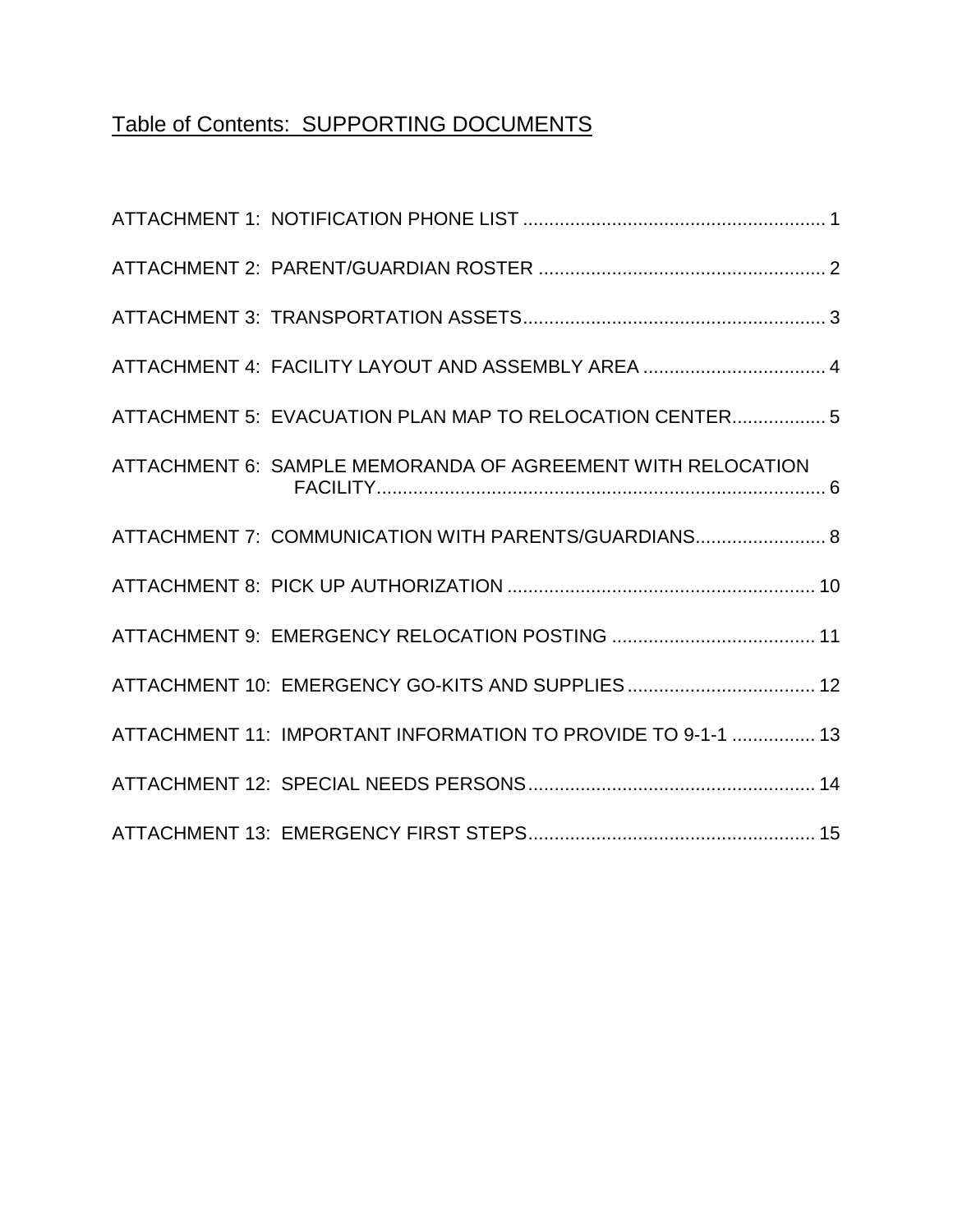# Table of Contents: SUPPORTING DOCUMENTS

ATTACHMENT 1: NOTIFICATION PHONE LIST ........................................................ 1

ATTACHMENT 2: PARENT/GUARDIAN ROSTER ...................................................... 2

ATTACHMENT 3: TRANSPORTATION ASSETS......................................................... 3

ATTACHMENT 4: FACILITY LAYOUT AND ASSEMBLY AREA .................................. 4

ATTACHMENT 5: EVACUATION PLAN MAP TO RELOCATION CENTER................. 5

ATTACHMENT 6: SAMPLE MEMORANDA OF AGREEMENT WITH RELOCATION FACILITY....................................................................................... 6

ATTACHMENT 7: COMMUNICATION WITH PARENTS/GUARDIANS......................... 8

ATTACHMENT 8: PICK UP AUTHORIZATION .......................................................... 10

ATTACHMENT 9: EMERGENCY RELOCATION POSTING ....................................... 11

ATTACHMENT 10: EMERGENCY GO-KITS AND SUPPLIES .................................... 12

ATTACHMENT 11: IMPORTANT INFORMATION TO PROVIDE TO 9-1-1 ................ 13

ATTACHMENT 12: SPECIAL NEEDS PERSONS...................................................... 14

ATTACHMENT 13: EMERGENCY FIRST STEPS...................................................... 15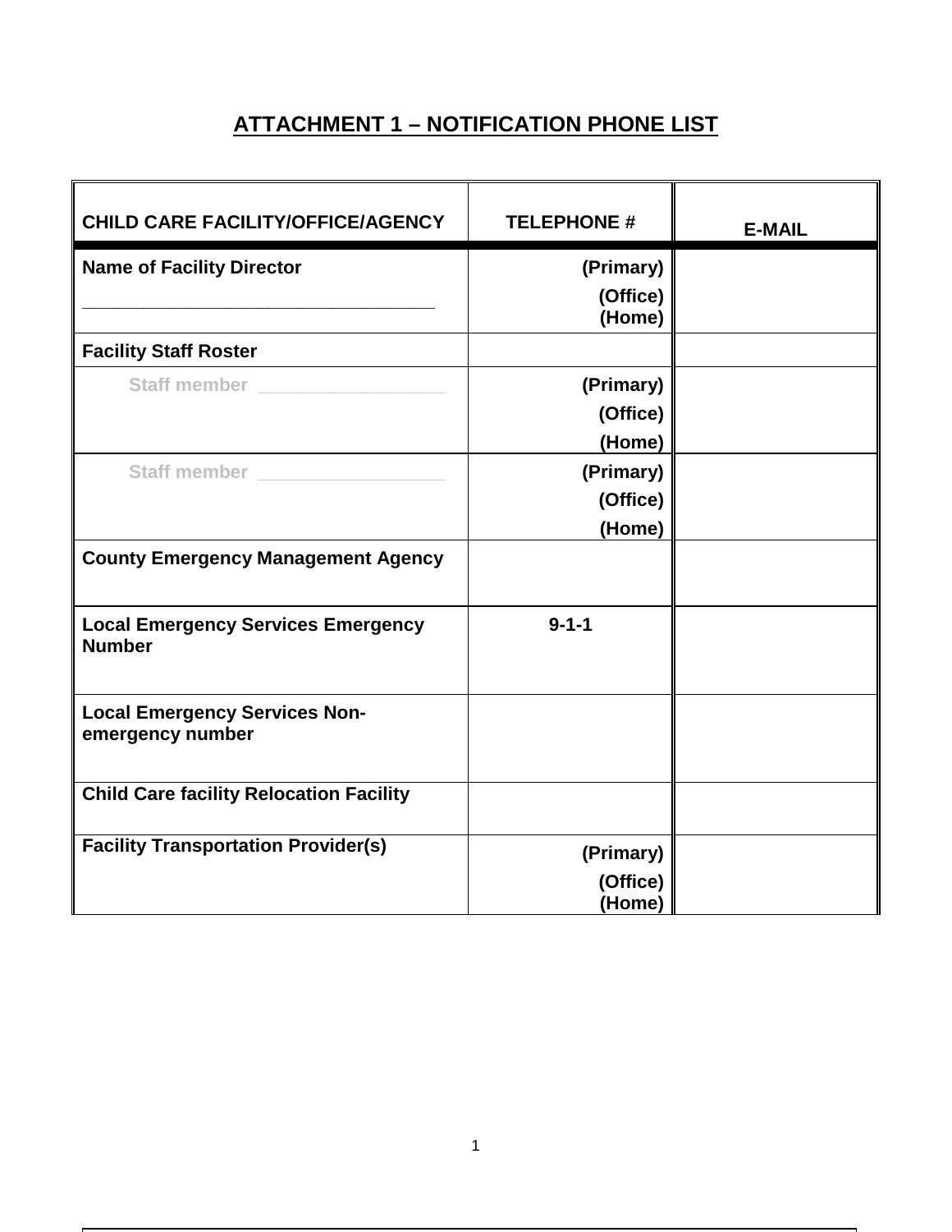# ATTACHMENT 1 – NOTIFICATION PHONE LIST

| CHILD CARE FACILITY/OFFICE/AGENCY | TELEPHONE # | E-MAIL |
|---|---|---|
| **Name of Facility Director**<br>___________________________________ | (Primary)<br>(Office)<br>(Home) | |
| **Facility Staff Roster** | | |
| Staff member _________________ | (Primary)<br>(Office)<br>(Home) | |
| Staff member _________________ | (Primary)<br>(Office)<br>(Home) | |
| **County Emergency Management Agency** | | |
| **Local Emergency Services Emergency Number** | 9-1-1 | |
| **Local Emergency Services Non-emergency number** | | |
| **Child Care facility Relocation Facility** | | |
| **Facility Transportation Provider(s)** | (Primary)<br>(Office)<br>(Home) | |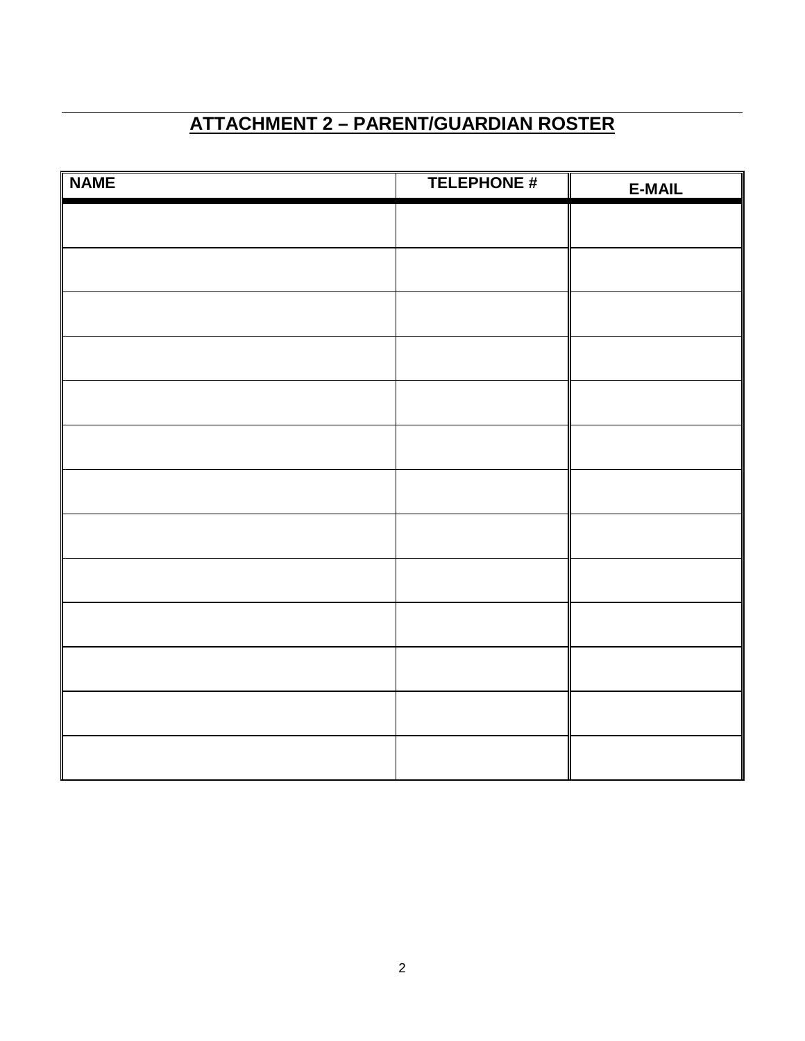## ATTACHMENT 2 – PARENT/GUARDIAN ROSTER

| NAME | TELEPHONE # | E-MAIL |
|---|---|---|
| | | |
| | | |
| | | |
| | | |
| | | |
| | | |
| | | |
| | | |
| | | |
| | | |
| | | |
| | | |
| | | |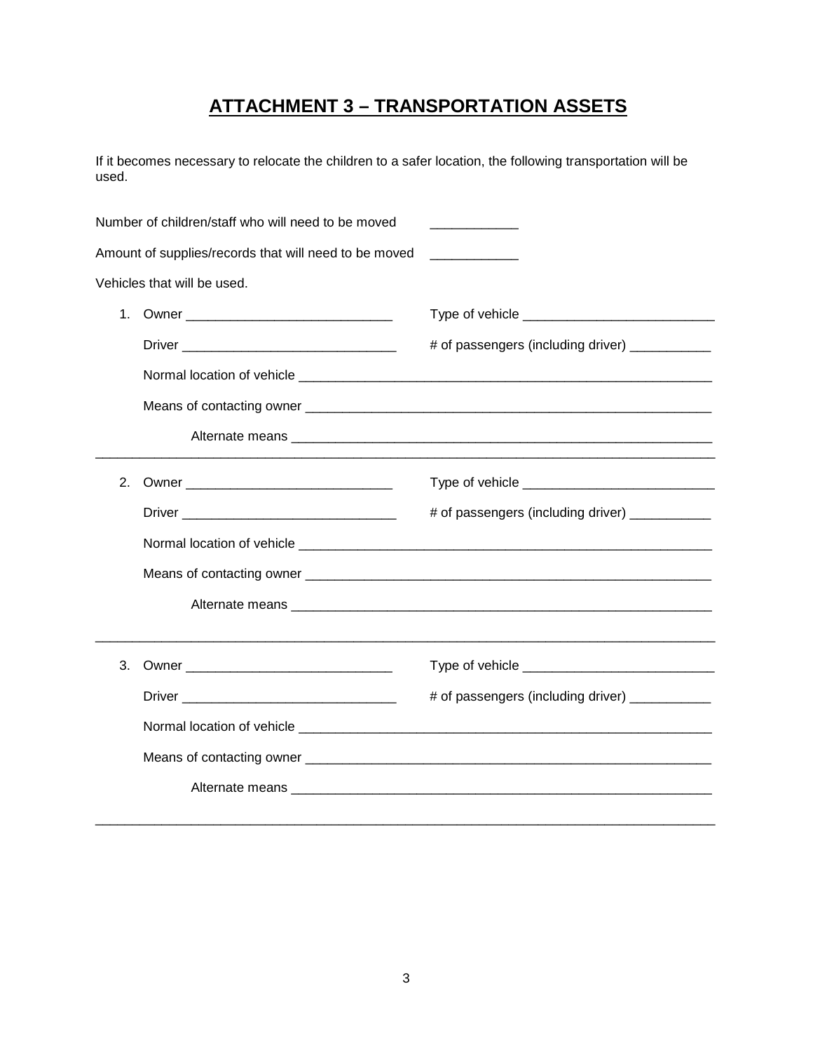# ATTACHMENT 3 – TRANSPORTATION ASSETS

If it becomes necessary to relocate the children to a safer location, the following transportation will be used.

Number of children/staff who will need to be moved ____________

Amount of supplies/records that will need to be moved ____________

Vehicles that will be used.

1. Owner ____________________________ Type of vehicle __________________________

   Driver _____________________________ # of passengers (including driver) ___________

   Normal location of vehicle _________________________________________________________

   Means of contacting owner _________________________________________________________

   Alternate means __________________________________________________________

---

2. Owner ____________________________ Type of vehicle __________________________

   Driver _____________________________ # of passengers (including driver) ___________

   Normal location of vehicle _________________________________________________________

   Means of contacting owner _________________________________________________________

   Alternate means __________________________________________________________

---

3. Owner ____________________________ Type of vehicle __________________________

   Driver _____________________________ # of passengers (including driver) ___________

   Normal location of vehicle _________________________________________________________

   Means of contacting owner _________________________________________________________

   Alternate means __________________________________________________________

---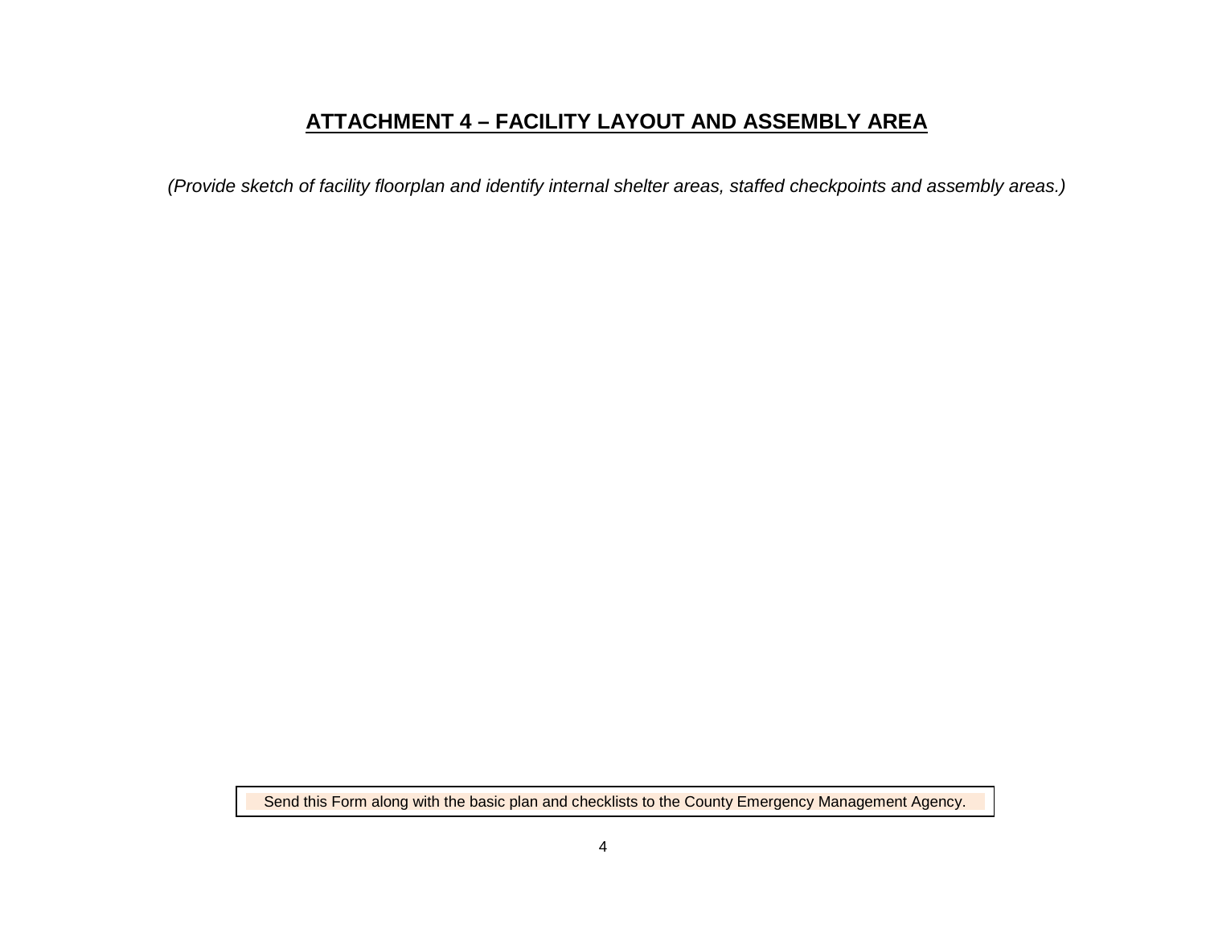# ATTACHMENT 4 – FACILITY LAYOUT AND ASSEMBLY AREA

*(Provide sketch of facility floorplan and identify internal shelter areas, staffed checkpoints and assembly areas.)*

Send this Form along with the basic plan and checklists to the County Emergency Management Agency.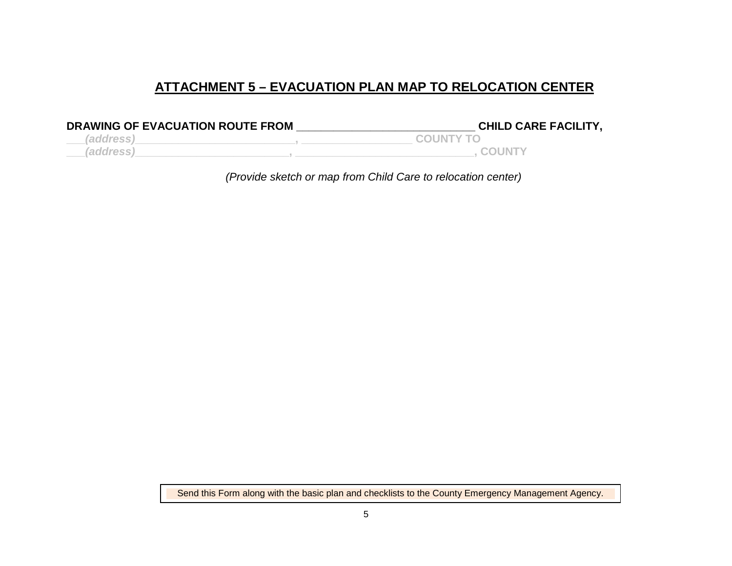## ATTACHMENT 5 – EVACUATION PLAN MAP TO RELOCATION CENTER

**DRAWING OF EVACUATION ROUTE FROM _____________________________ CHILD CARE FACILITY,**
***___(address)__________________________, __________________ COUNTY TO***
***___(address)_________________________, _____________________________, COUNTY***

*(Provide sketch or map from Child Care to relocation center)*

Send this Form along with the basic plan and checklists to the County Emergency Management Agency.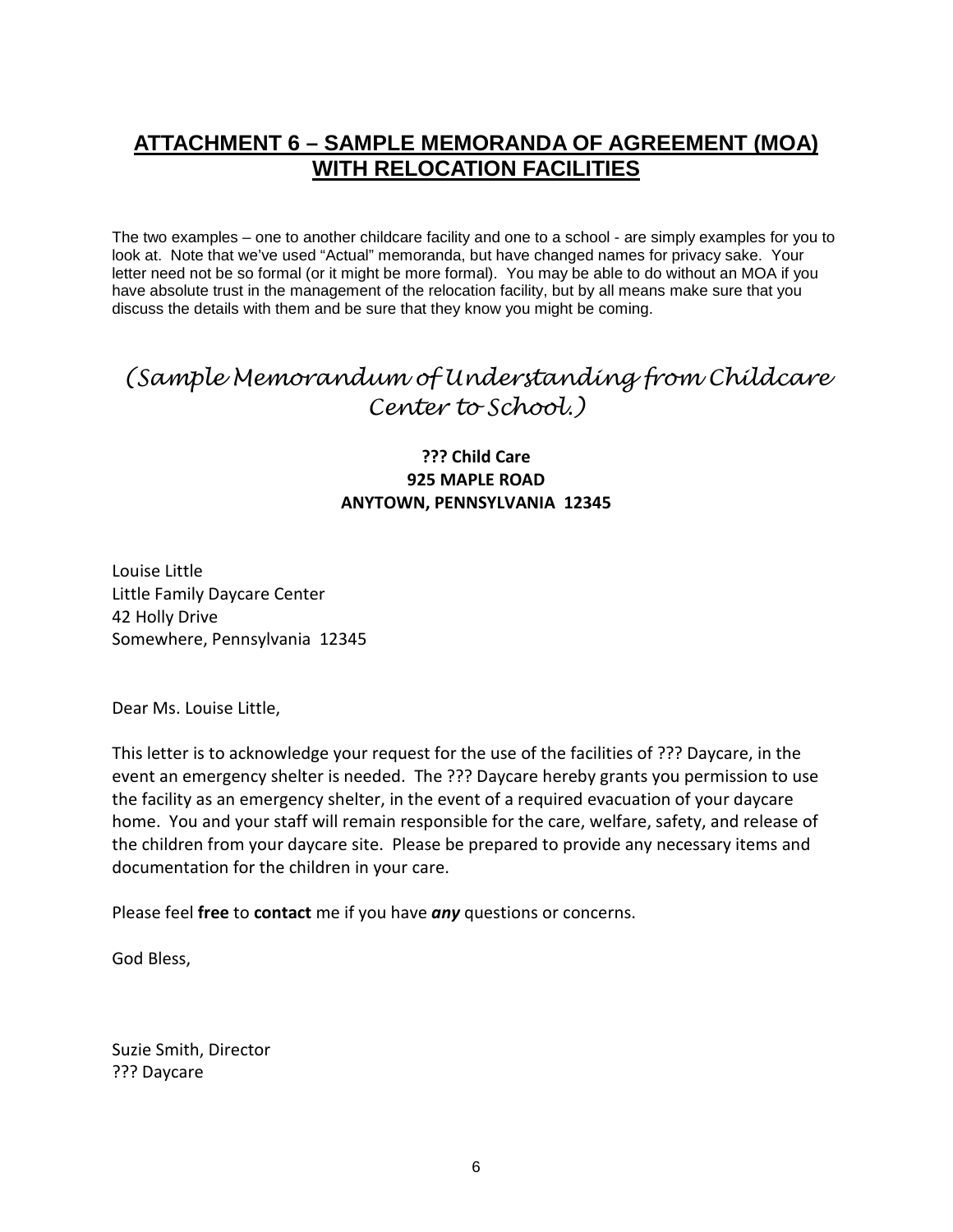## ATTACHMENT 6 – SAMPLE MEMORANDA OF AGREEMENT (MOA) WITH RELOCATION FACILITIES

The two examples – one to another childcare facility and one to a school - are simply examples for you to look at. Note that we've used "Actual" memoranda, but have changed names for privacy sake. Your letter need not be so formal (or it might be more formal). You may be able to do without an MOA if you have absolute trust in the management of the relocation facility, but by all means make sure that you discuss the details with them and be sure that they know you might be coming.

*(Sample Memorandum of Understanding from Childcare Center to School.)*

**??? Child Care**
**925 MAPLE ROAD**
**ANYTOWN, PENNSYLVANIA 12345**

Louise Little
Little Family Daycare Center
42 Holly Drive
Somewhere, Pennsylvania 12345

Dear Ms. Louise Little,

This letter is to acknowledge your request for the use of the facilities of ??? Daycare, in the event an emergency shelter is needed. The ??? Daycare hereby grants you permission to use the facility as an emergency shelter, in the event of a required evacuation of your daycare home. You and your staff will remain responsible for the care, welfare, safety, and release of the children from your daycare site. Please be prepared to provide any necessary items and documentation for the children in your care.

Please feel **free** to **contact** me if you have ***any*** questions or concerns.

God Bless,

Suzie Smith, Director
??? Daycare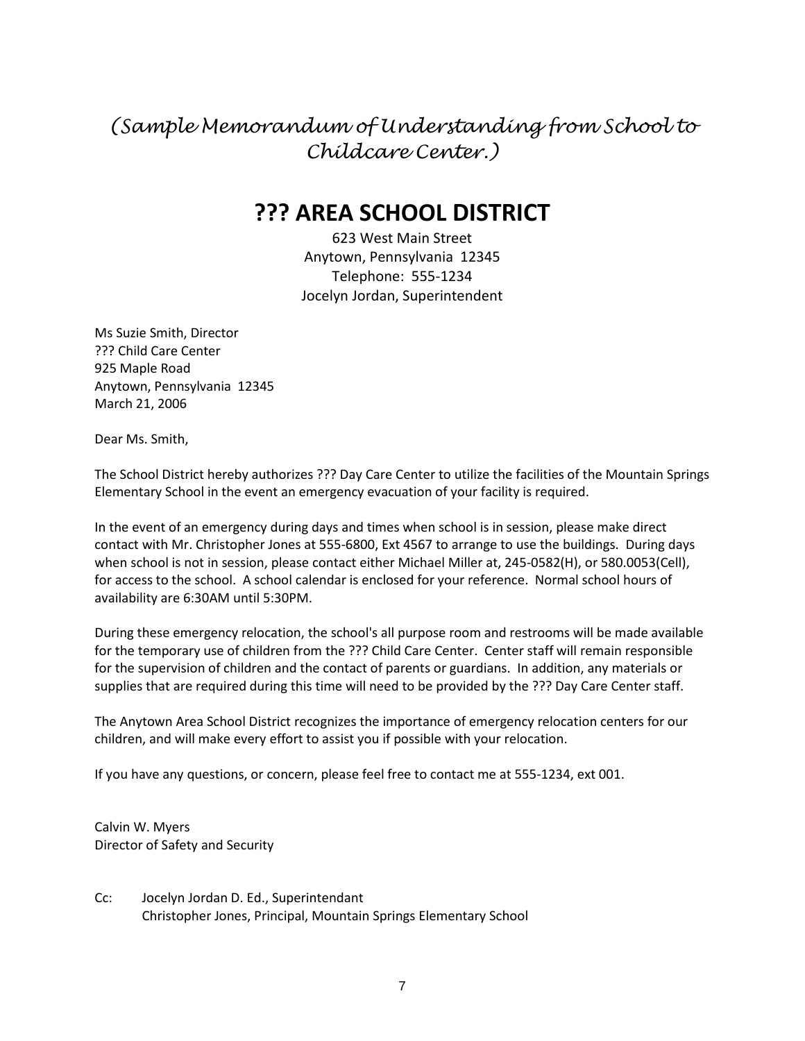*(Sample Memorandum of Understanding from School to Childcare Center.)*

# ??? AREA SCHOOL DISTRICT

623 West Main Street
Anytown, Pennsylvania 12345
Telephone: 555-1234
Jocelyn Jordan, Superintendent

Ms Suzie Smith, Director
??? Child Care Center
925 Maple Road
Anytown, Pennsylvania 12345
March 21, 2006

Dear Ms. Smith,

The School District hereby authorizes ??? Day Care Center to utilize the facilities of the Mountain Springs Elementary School in the event an emergency evacuation of your facility is required.

In the event of an emergency during days and times when school is in session, please make direct contact with Mr. Christopher Jones at 555-6800, Ext 4567 to arrange to use the buildings. During days when school is not in session, please contact either Michael Miller at, 245-0582(H), or 580.0053(Cell), for access to the school. A school calendar is enclosed for your reference. Normal school hours of availability are 6:30AM until 5:30PM.

During these emergency relocation, the school's all purpose room and restrooms will be made available for the temporary use of children from the ??? Child Care Center. Center staff will remain responsible for the supervision of children and the contact of parents or guardians. In addition, any materials or supplies that are required during this time will need to be provided by the ??? Day Care Center staff.

The Anytown Area School District recognizes the importance of emergency relocation centers for our children, and will make every effort to assist you if possible with your relocation.

If you have any questions, or concern, please feel free to contact me at 555-1234, ext 001.

Calvin W. Myers
Director of Safety and Security

Cc: Jocelyn Jordan D. Ed., Superintendant
Christopher Jones, Principal, Mountain Springs Elementary School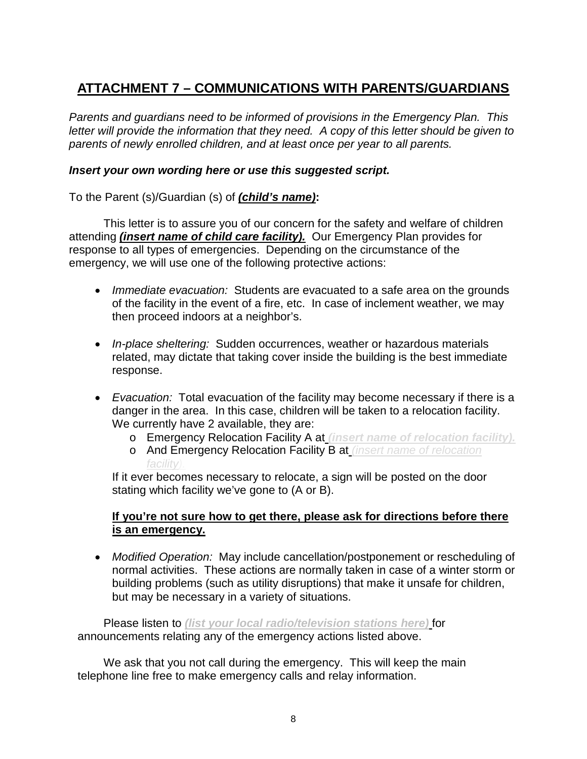# <u>ATTACHMENT 7 – COMMUNICATIONS WITH PARENTS/GUARDIANS</u>

*Parents and guardians need to be informed of provisions in the Emergency Plan. This letter will provide the information that they need. A copy of this letter should be given to parents of newly enrolled children, and at least once per year to all parents.*

***Insert your own wording here or use this suggested script.***

To the Parent (s)/Guardian (s) of ***<u>(child's name)</u>*:**

This letter is to assure you of our concern for the safety and welfare of children attending ***<u>(insert name of child care facility).</u>*** Our Emergency Plan provides for response to all types of emergencies. Depending on the circumstance of the emergency, we will use one of the following protective actions:

- *Immediate evacuation:* Students are evacuated to a safe area on the grounds of the facility in the event of a fire, etc. In case of inclement weather, we may then proceed indoors at a neighbor's.

- *In-place sheltering:* Sudden occurrences, weather or hazardous materials related, may dictate that taking cover inside the building is the best immediate response.

- *Evacuation:* Total evacuation of the facility may become necessary if there is a danger in the area. In this case, children will be taken to a relocation facility. We currently have 2 available, they are:
  - Emergency Relocation Facility A at ***<u>(insert name of relocation facility).</u>***
  - And Emergency Relocation Facility B at *<u>(insert name of relocation facility).</u>*

  If it ever becomes necessary to relocate, a sign will be posted on the door stating which facility we've gone to (A or B).

  **<u>If you're not sure how to get there, please ask for directions before there is an emergency.</u>**

- *Modified Operation:* May include cancellation/postponement or rescheduling of normal activities. These actions are normally taken in case of a winter storm or building problems (such as utility disruptions) that make it unsafe for children, but may be necessary in a variety of situations.

Please listen to ***<u>(list your local radio/television stations here)</u>*** for announcements relating any of the emergency actions listed above.

We ask that you not call during the emergency. This will keep the main telephone line free to make emergency calls and relay information.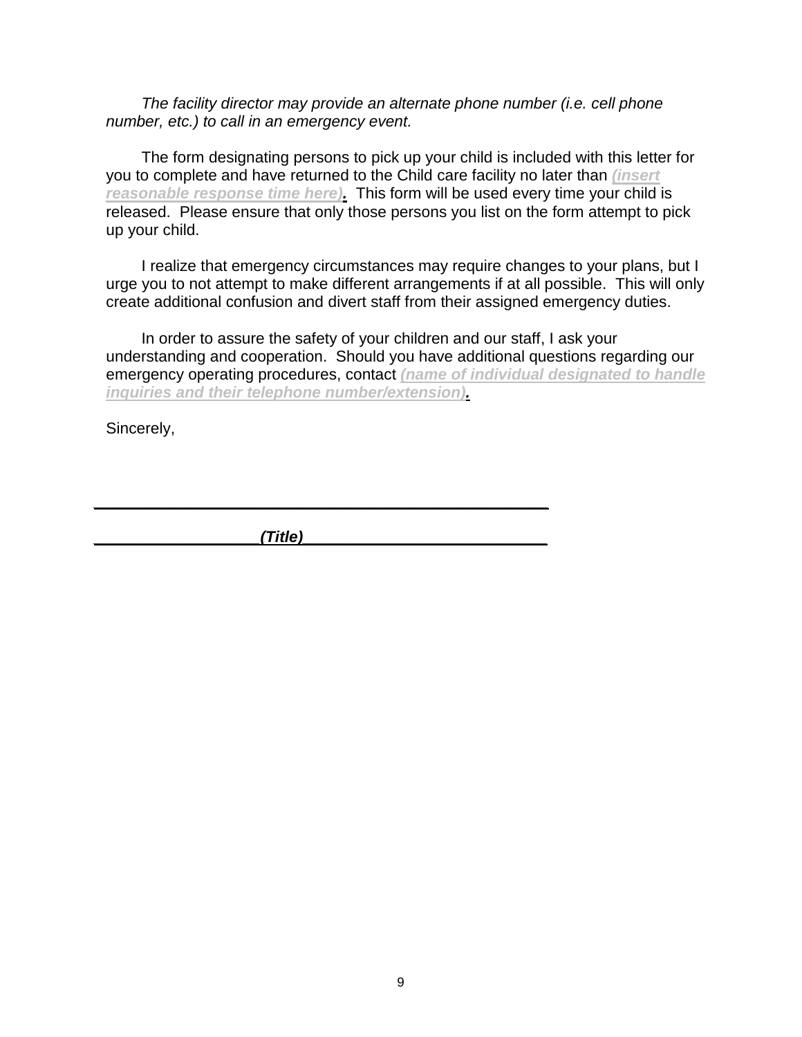*The facility director may provide an alternate phone number (i.e. cell phone number, etc.) to call in an emergency event.*

The form designating persons to pick up your child is included with this letter for you to complete and have returned to the Child care facility no later than ***(insert reasonable response time here)*.** This form will be used every time your child is released. Please ensure that only those persons you list on the form attempt to pick up your child.

I realize that emergency circumstances may require changes to your plans, but I urge you to not attempt to make different arrangements if at all possible. This will only create additional confusion and divert staff from their assigned emergency duties.

In order to assure the safety of your children and our staff, I ask your understanding and cooperation. Should you have additional questions regarding our emergency operating procedures, contact ***(name of individual designated to handle inquiries and their telephone number/extension)*.**

Sincerely,

\_\_\_\_\_\_\_\_\_\_\_\_\_\_\_\_\_\_\_\_\_\_\_\_\_\_\_\_\_\_\_\_\_\_\_\_\_\_\_\_\_\_\_\_\_\_

\_\_\_\_\_\_\_\_\_\_\_\_\_\_\_\_\_\_***(Title)***\_\_\_\_\_\_\_\_\_\_\_\_\_\_\_\_\_\_\_\_\_\_\_\_\_\_\_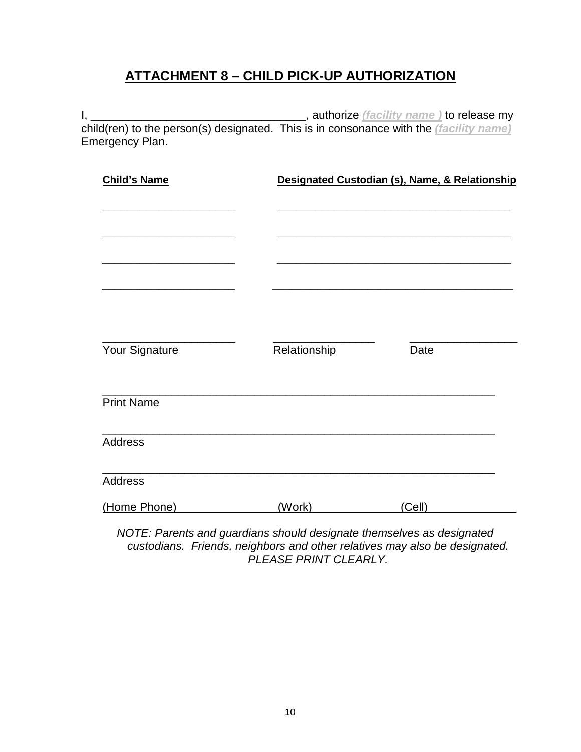## ATTACHMENT 8 – CHILD PICK-UP AUTHORIZATION

I, ___________________________________, authorize ***(facility name )*** to release my child(ren) to the person(s) designated. This is in consonance with the ***(facility name)*** Emergency Plan.

| Child's Name | Designated Custodian (s), Name, & Relationship |
|---|---|
| ______________________ | ________________________________________ |
| ______________________ | ________________________________________ |
| ______________________ | ________________________________________ |
| ______________________ | ________________________________________ |

______________________ ________________ _________________
Your Signature Relationship Date

_________________________________________________________________
Print Name

_________________________________________________________________
Address

_________________________________________________________________
Address

(Home Phone)_______________ (Work)_______________ (Cell)_______________

*NOTE: Parents and guardians should designate themselves as designated custodians. Friends, neighbors and other relatives may also be designated. PLEASE PRINT CLEARLY.*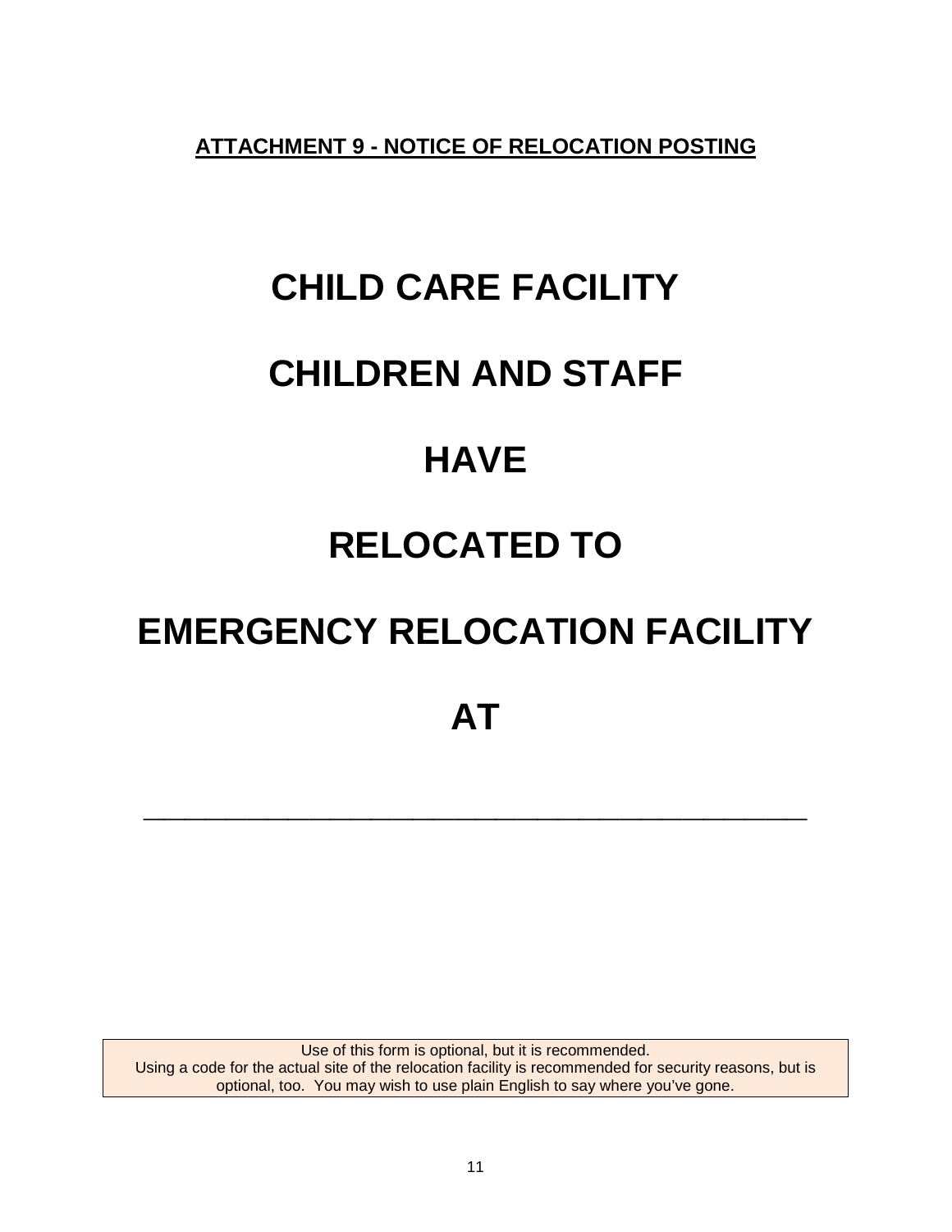**ATTACHMENT 9 - NOTICE OF RELOCATION POSTING**

# CHILD CARE FACILITY

# CHILDREN AND STAFF

# HAVE

# RELOCATED TO

# EMERGENCY RELOCATION FACILITY

# AT

______________________________________________

Use of this form is optional, but it is recommended.
Using a code for the actual site of the relocation facility is recommended for security reasons, but is optional, too. You may wish to use plain English to say where you've gone.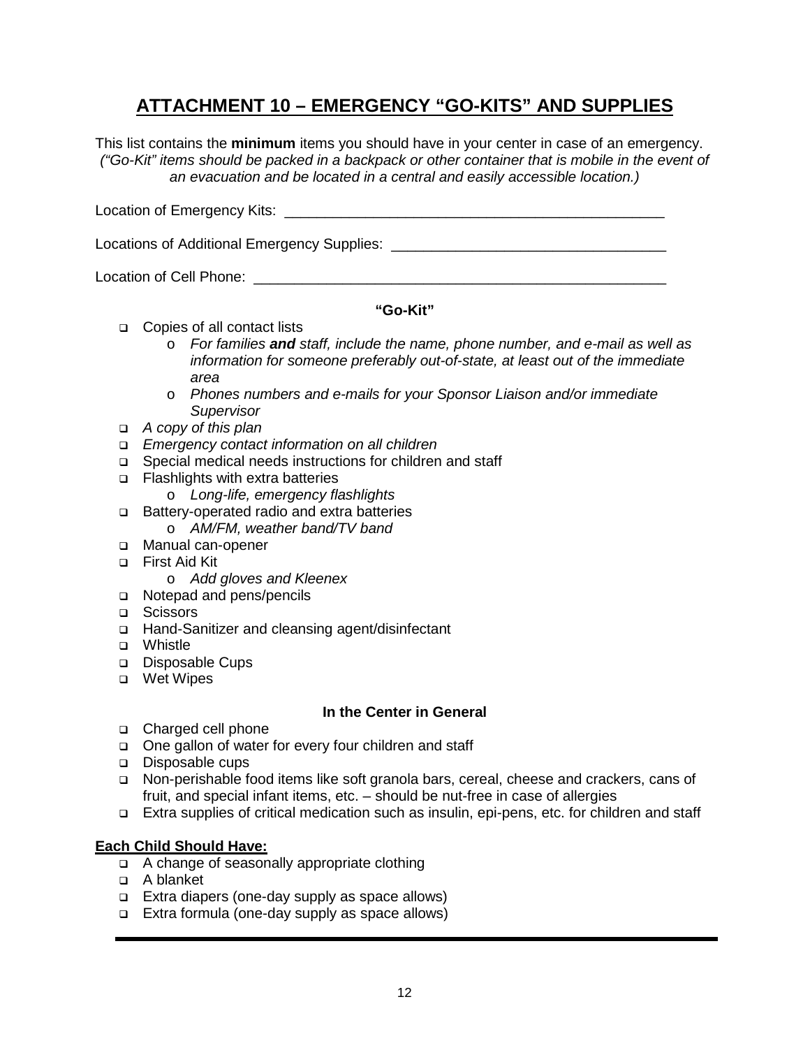# <u>ATTACHMENT 10 – EMERGENCY "GO-KITS" AND SUPPLIES</u>

This list contains the **minimum** items you should have in your center in case of an emergency. *("Go-Kit" items should be packed in a backpack or other container that is mobile in the event of an evacuation and be located in a central and easily accessible location.)*

Location of Emergency Kits: ______________________________________________

Locations of Additional Emergency Supplies: ______________________________

Location of Cell Phone: __________________________________________________

**"Go-Kit"**

- Copies of all contact lists
  - *For families **and** staff, include the name, phone number, and e-mail as well as information for someone preferably out-of-state, at least out of the immediate area*
  - *Phones numbers and e-mails for your Sponsor Liaison and/or immediate Supervisor*
- *A copy of this plan*
- *Emergency contact information on all children*
- Special medical needs instructions for children and staff
- Flashlights with extra batteries
  - *Long-life, emergency flashlights*
- Battery-operated radio and extra batteries
  - *AM/FM, weather band/TV band*
- Manual can-opener
- First Aid Kit
  - *Add gloves and Kleenex*
- Notepad and pens/pencils
- Scissors
- Hand-Sanitizer and cleansing agent/disinfectant
- Whistle
- Disposable Cups
- Wet Wipes

**In the Center in General**

- Charged cell phone
- One gallon of water for every four children and staff
- Disposable cups
- Non-perishable food items like soft granola bars, cereal, cheese and crackers, cans of fruit, and special infant items, etc. – should be nut-free in case of allergies
- Extra supplies of critical medication such as insulin, epi-pens, etc. for children and staff

**<u>Each Child Should Have:</u>**

- A change of seasonally appropriate clothing
- A blanket
- Extra diapers (one-day supply as space allows)
- Extra formula (one-day supply as space allows)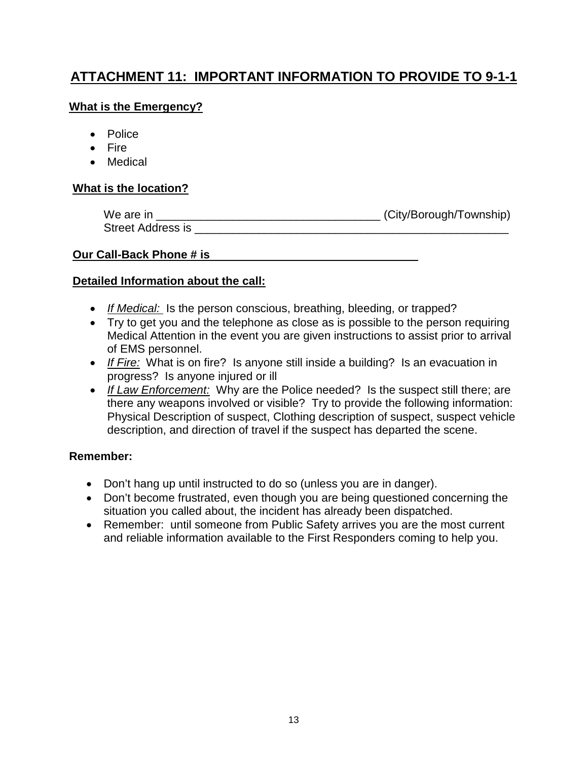# ATTACHMENT 11: IMPORTANT INFORMATION TO PROVIDE TO 9-1-1

**What is the Emergency?**

- Police
- Fire
- Medical

**What is the location?**

We are in ___________________________________ (City/Borough/Township)
Street Address is ___________________________________________________

**Our Call-Back Phone # is ________________________________**

**Detailed Information about the call:**

- *If Medical:* Is the person conscious, breathing, bleeding, or trapped?
- Try to get you and the telephone as close as is possible to the person requiring Medical Attention in the event you are given instructions to assist prior to arrival of EMS personnel.
- *If Fire:* What is on fire? Is anyone still inside a building? Is an evacuation in progress? Is anyone injured or ill
- *If Law Enforcement:* Why are the Police needed? Is the suspect still there; are there any weapons involved or visible? Try to provide the following information: Physical Description of suspect, Clothing description of suspect, suspect vehicle description, and direction of travel if the suspect has departed the scene.

**Remember:**

- Don't hang up until instructed to do so (unless you are in danger).
- Don't become frustrated, even though you are being questioned concerning the situation you called about, the incident has already been dispatched.
- Remember: until someone from Public Safety arrives you are the most current and reliable information available to the First Responders coming to help you.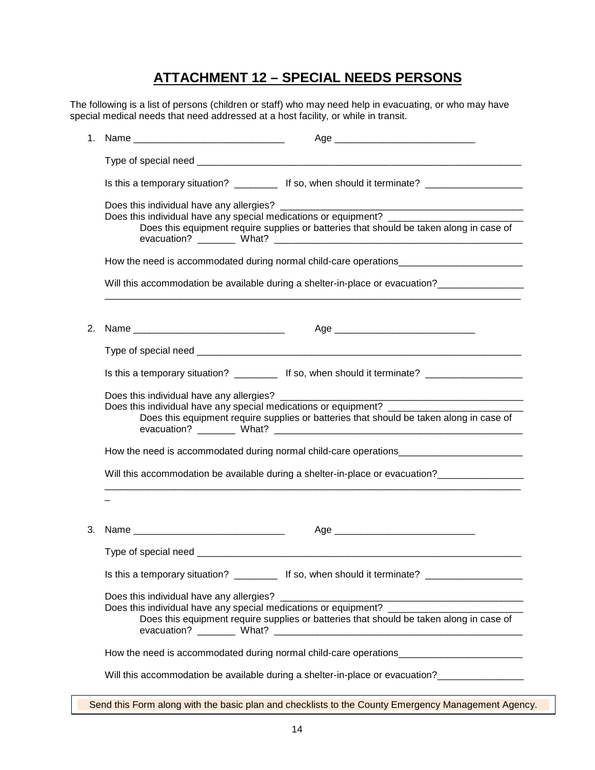# ATTACHMENT 12 – SPECIAL NEEDS PERSONS

The following is a list of persons (children or staff) who may need help in evacuating, or who may have special medical needs that need addressed at a host facility, or while in transit.

1. Name ____________________________ Age __________________________

   Type of special need ____________________________________________________________

   Is this a temporary situation? ________ If so, when should it terminate? __________________

   Does this individual have any allergies? ______________________________________________
   Does this individual have any special medications or equipment? _________________________
   Does this equipment require supplies or batteries that should be taken along in case of evacuation? _______ What? ______________________________________________

   How the need is accommodated during normal child-care operations_______________________

   Will this accommodation be available during a shelter-in-place or evacuation?________________
   ____________________________________________________________________________

2. Name ____________________________ Age __________________________

   Type of special need ____________________________________________________________

   Is this a temporary situation? ________ If so, when should it terminate? __________________

   Does this individual have any allergies? ______________________________________________
   Does this individual have any special medications or equipment? _________________________
   Does this equipment require supplies or batteries that should be taken along in case of evacuation? _______ What? ______________________________________________

   How the need is accommodated during normal child-care operations_______________________

   Will this accommodation be available during a shelter-in-place or evacuation?________________
   _____________________________________________________________________________

3. Name ____________________________ Age __________________________

   Type of special need ____________________________________________________________

   Is this a temporary situation? ________ If so, when should it terminate? __________________

   Does this individual have any allergies? ______________________________________________
   Does this individual have any special medications or equipment? _________________________
   Does this equipment require supplies or batteries that should be taken along in case of evacuation? _______ What? ______________________________________________

   How the need is accommodated during normal child-care operations_______________________

   Will this accommodation be available during a shelter-in-place or evacuation?________________

Send this Form along with the basic plan and checklists to the County Emergency Management Agency.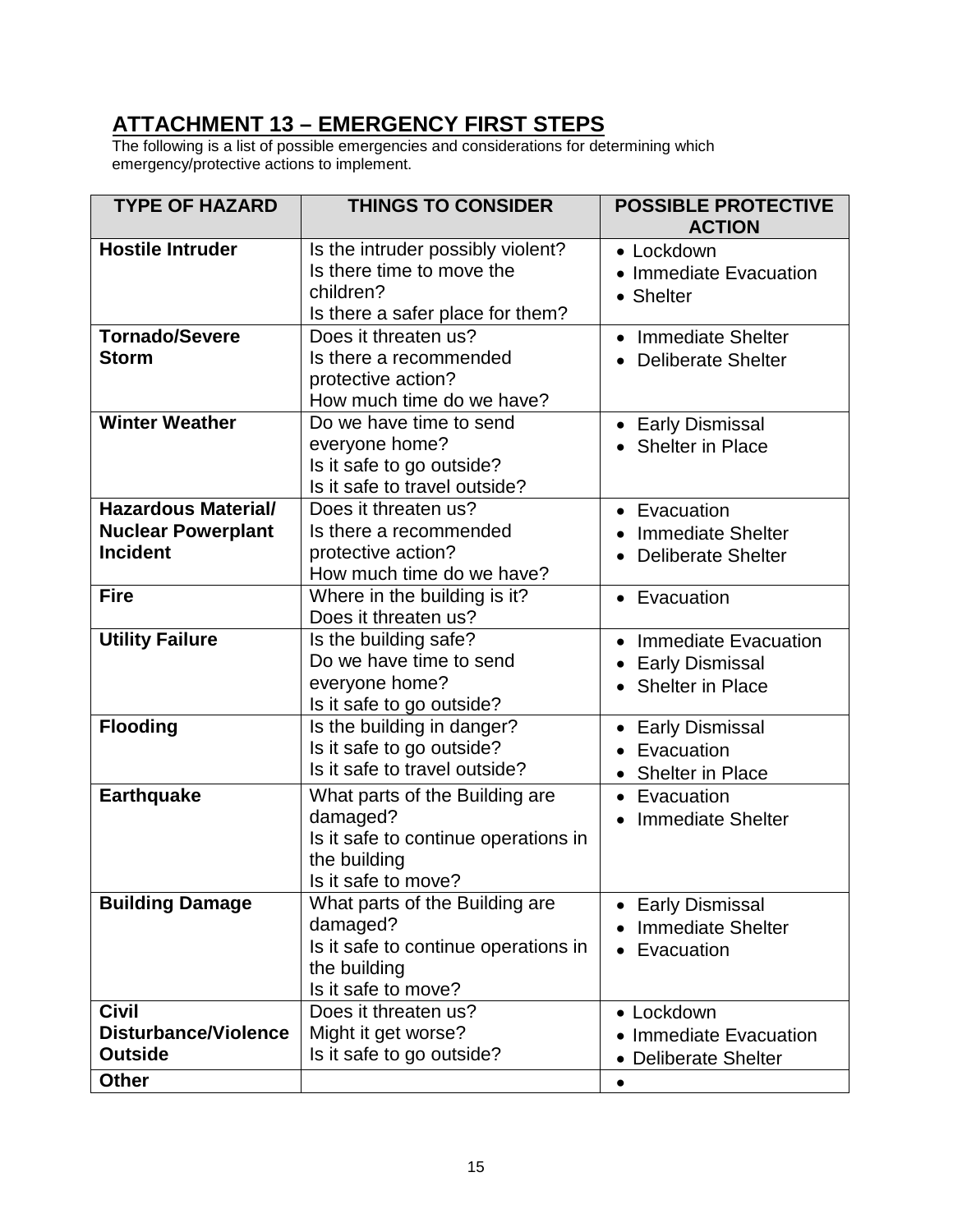## ATTACHMENT 13 – EMERGENCY FIRST STEPS

The following is a list of possible emergencies and considerations for determining which emergency/protective actions to implement.

| TYPE OF HAZARD | THINGS TO CONSIDER | POSSIBLE PROTECTIVE ACTION |
|---|---|---|
| **Hostile Intruder** | Is the intruder possibly violent?<br>Is there time to move the children?<br>Is there a safer place for them? | • Lockdown<br>• Immediate Evacuation<br>• Shelter |
| **Tornado/Severe Storm** | Does it threaten us?<br>Is there a recommended protective action?<br>How much time do we have? | • Immediate Shelter<br>• Deliberate Shelter |
| **Winter Weather** | Do we have time to send everyone home?<br>Is it safe to go outside?<br>Is it safe to travel outside? | • Early Dismissal<br>• Shelter in Place |
| **Hazardous Material/ Nuclear Powerplant Incident** | Does it threaten us?<br>Is there a recommended protective action?<br>How much time do we have? | • Evacuation<br>• Immediate Shelter<br>• Deliberate Shelter |
| **Fire** | Where in the building is it?<br>Does it threaten us? | • Evacuation |
| **Utility Failure** | Is the building safe?<br>Do we have time to send everyone home?<br>Is it safe to go outside? | • Immediate Evacuation<br>• Early Dismissal<br>• Shelter in Place |
| **Flooding** | Is the building in danger?<br>Is it safe to go outside?<br>Is it safe to travel outside? | • Early Dismissal<br>• Evacuation<br>• Shelter in Place |
| **Earthquake** | What parts of the Building are damaged?<br>Is it safe to continue operations in the building<br>Is it safe to move? | • Evacuation<br>• Immediate Shelter |
| **Building Damage** | What parts of the Building are damaged?<br>Is it safe to continue operations in the building<br>Is it safe to move? | • Early Dismissal<br>• Immediate Shelter<br>• Evacuation |
| **Civil Disturbance/Violence Outside** | Does it threaten us?<br>Might it get worse?<br>Is it safe to go outside? | • Lockdown<br>• Immediate Evacuation<br>• Deliberate Shelter |
| **Other** | | • |